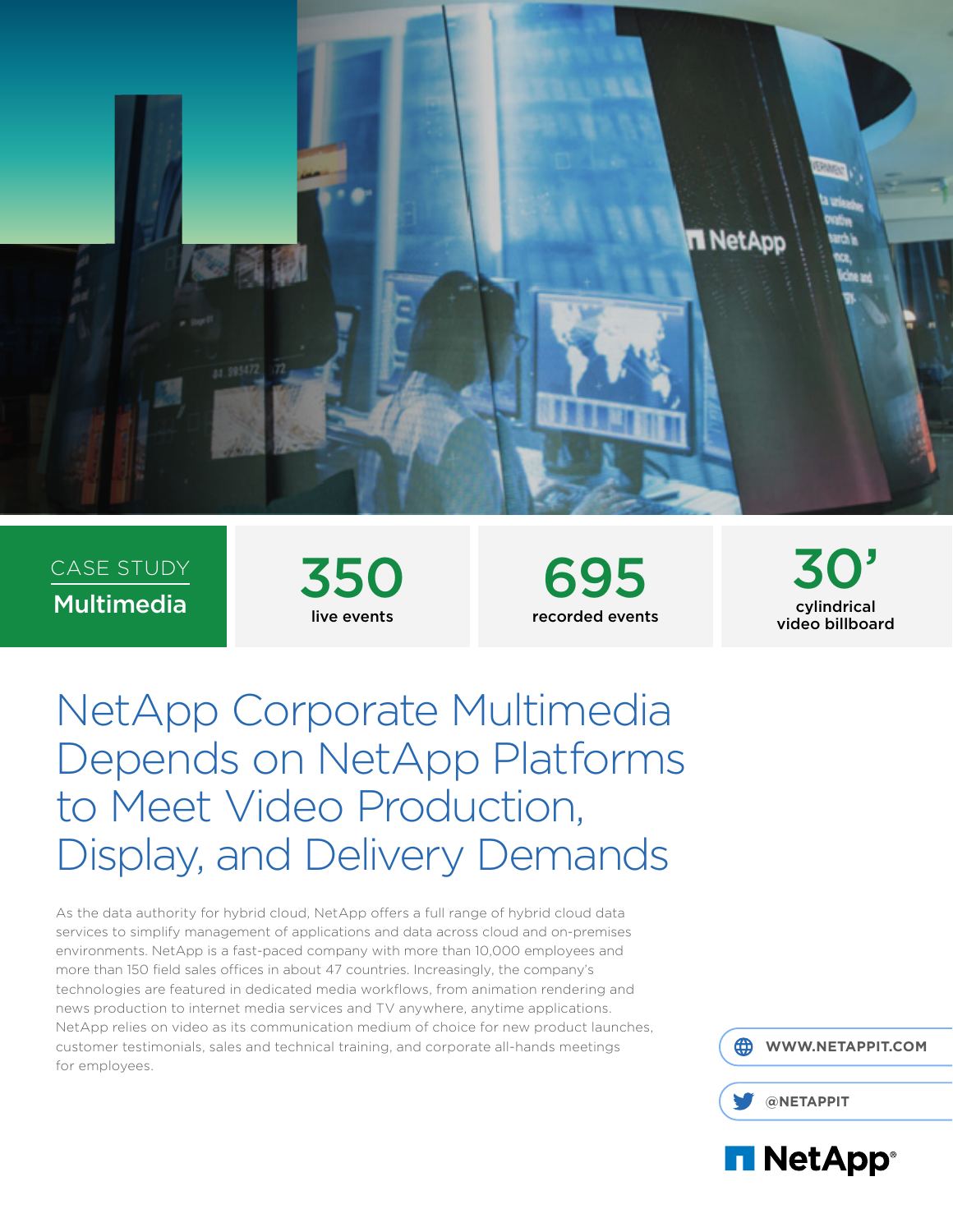CASE STUDY

**Multimedia**

**350** live events

**695** recorded events

**30'** cylindrical video billboard

# NetApp Corporate Multimedia Depends on NetApp Platforms to Meet Video Production, Display, and Delivery Demands

As the data authority for hybrid cloud, NetApp offers a full range of hybrid cloud data services to simplify management of applications and data across cloud and on-premises environments. NetApp is a fast-paced company with more than 10,000 employees and more than 150 field sales offices in about 47 countries. Increasingly, the company's technologies are featured in dedicated media workflows, from animation rendering and news production to internet media services and TV anywhere, anytime applications. NetApp relies on video as its communication medium of choice for new product launches, customer testimonials, sales and technical training, and corporate all-hands meetings for employees.

WWW.NETAPPIT.COM

@NETAPPIT

NetApp®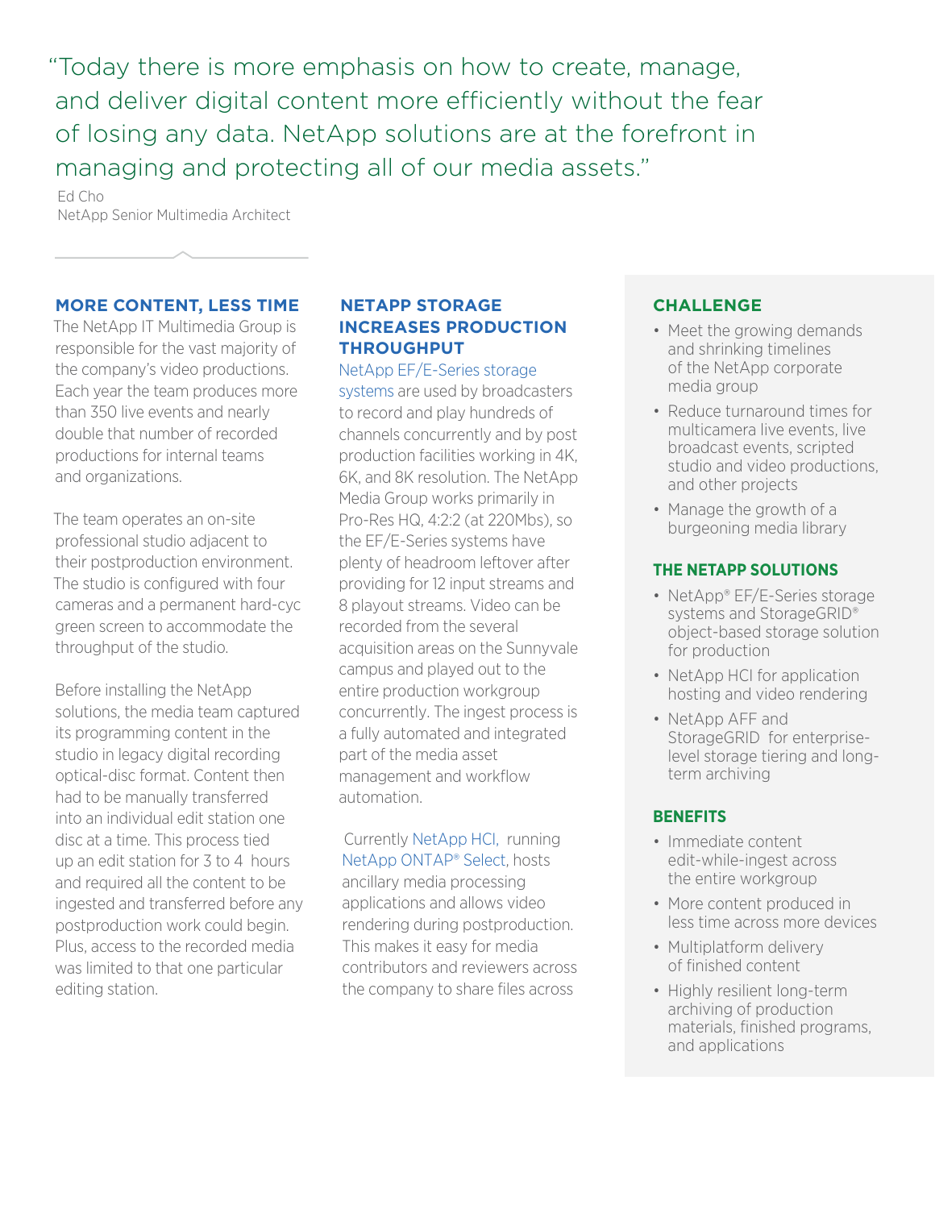> "Today there is more emphasis on how to create, manage, and deliver digital content more efficiently without the fear of losing any data. NetApp solutions are at the forefront in managing and protecting all of our media assets."
>
> Ed Cho
> NetApp Senior Multimedia Architect

## MORE CONTENT, LESS TIME

The NetApp IT Multimedia Group is responsible for the vast majority of the company's video productions. Each year the team produces more than 350 live events and nearly double that number of recorded productions for internal teams and organizations.

The team operates an on-site professional studio adjacent to their postproduction environment. The studio is configured with four cameras and a permanent hard-cyc green screen to accommodate the throughput of the studio.

Before installing the NetApp solutions, the media team captured its programming content in the studio in legacy digital recording optical-disc format. Content then had to be manually transferred into an individual edit station one disc at a time. This process tied up an edit station for 3 to 4 hours and required all the content to be ingested and transferred before any postproduction work could begin. Plus, access to the recorded media was limited to that one particular editing station.

## NETAPP STORAGE INCREASES PRODUCTION THROUGHPUT

NetApp EF/E-Series storage systems are used by broadcasters to record and play hundreds of channels concurrently and by post production facilities working in 4K, 6K, and 8K resolution. The NetApp Media Group works primarily in Pro-Res HQ, 4:2:2 (at 220Mbs), so the EF/E-Series systems have plenty of headroom leftover after providing for 12 input streams and 8 playout streams. Video can be recorded from the several acquisition areas on the Sunnyvale campus and played out to the entire production workgroup concurrently. The ingest process is a fully automated and integrated part of the media asset management and workflow automation.

Currently NetApp HCI, running NetApp ONTAP® Select, hosts ancillary media processing applications and allows video rendering during postproduction. This makes it easy for media contributors and reviewers across the company to share files across

## CHALLENGE

- Meet the growing demands and shrinking timelines of the NetApp corporate media group
- Reduce turnaround times for multicamera live events, live broadcast events, scripted studio and video productions, and other projects
- Manage the growth of a burgeoning media library

## THE NETAPP SOLUTIONS

- NetApp® EF/E-Series storage systems and StorageGRID® object-based storage solution for production
- NetApp HCI for application hosting and video rendering
- NetApp AFF and StorageGRID for enterprise-level storage tiering and long-term archiving

## BENEFITS

- Immediate content edit-while-ingest across the entire workgroup
- More content produced in less time across more devices
- Multiplatform delivery of finished content
- Highly resilient long-term archiving of production materials, finished programs, and applications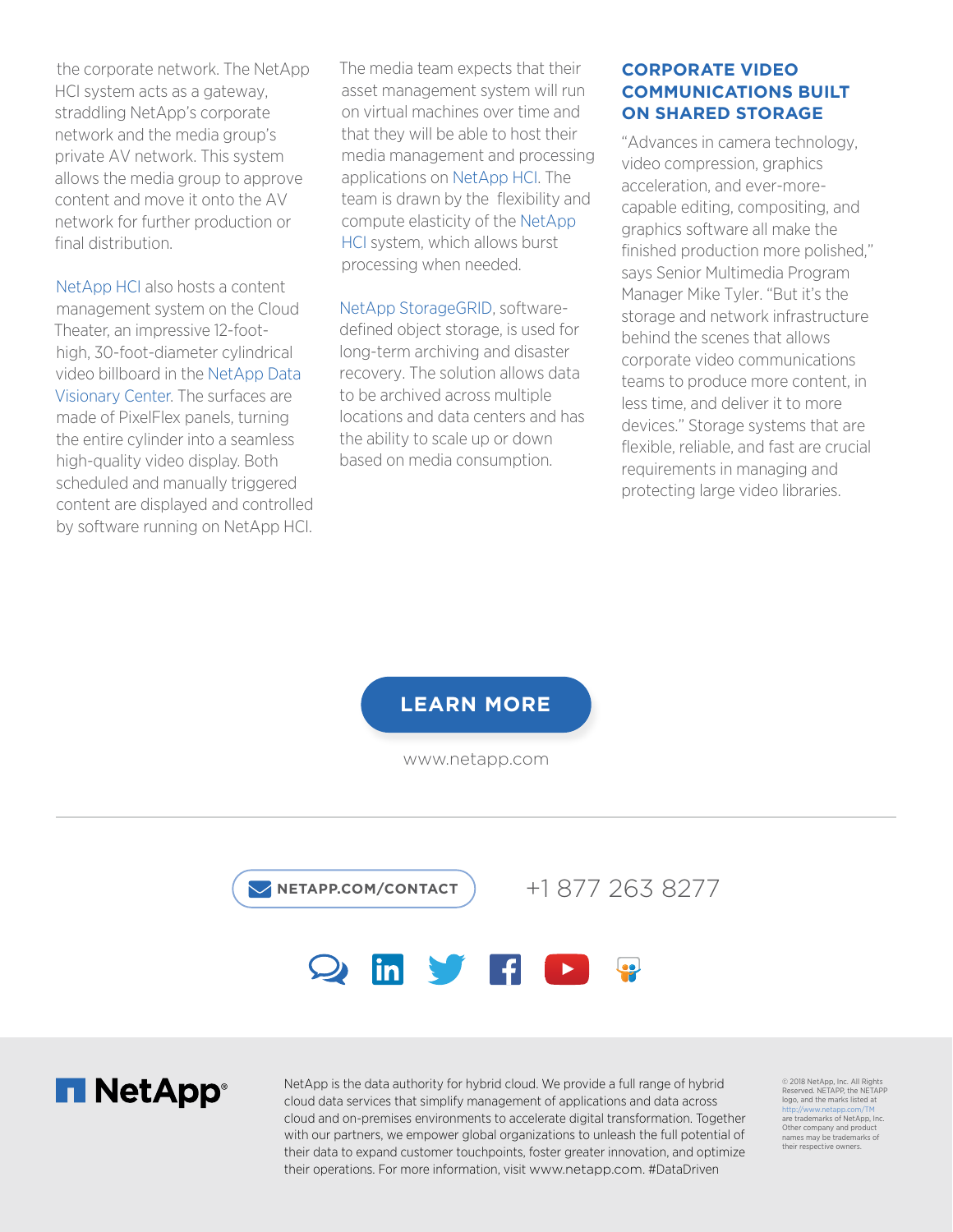the corporate network. The NetApp HCI system acts as a gateway, straddling NetApp's corporate network and the media group's private AV network. This system allows the media group to approve content and move it onto the AV network for further production or final distribution.

NetApp HCI also hosts a content management system on the Cloud Theater, an impressive 12-foot-high, 30-foot-diameter cylindrical video billboard in the NetApp Data Visionary Center. The surfaces are made of PixelFlex panels, turning the entire cylinder into a seamless high-quality video display. Both scheduled and manually triggered content are displayed and controlled by software running on NetApp HCI.

The media team expects that their asset management system will run on virtual machines over time and that they will be able to host their media management and processing applications on NetApp HCI. The team is drawn by the flexibility and compute elasticity of the NetApp HCI system, which allows burst processing when needed.

NetApp StorageGRID, software-defined object storage, is used for long-term archiving and disaster recovery. The solution allows data to be archived across multiple locations and data centers and has the ability to scale up or down based on media consumption.

## CORPORATE VIDEO COMMUNICATIONS BUILT ON SHARED STORAGE

"Advances in camera technology, video compression, graphics acceleration, and ever-more-capable editing, compositing, and graphics software all make the finished production more polished," says Senior Multimedia Program Manager Mike Tyler. "But it's the storage and network infrastructure behind the scenes that allows corporate video communications teams to produce more content, in less time, and deliver it to more devices." Storage systems that are flexible, reliable, and fast are crucial requirements in managing and protecting large video libraries.

**LEARN MORE**

www.netapp.com

NETAPP.COM/CONTACT

+1 877 263 8277

NetApp is the data authority for hybrid cloud. We provide a full range of hybrid cloud data services that simplify management of applications and data across cloud and on-premises environments to accelerate digital transformation. Together with our partners, we empower global organizations to unleash the full potential of their data to expand customer touchpoints, foster greater innovation, and optimize their operations. For more information, visit www.netapp.com. #DataDriven

© 2018 NetApp, Inc. All Rights Reserved. NETAPP, the NETAPP logo, and the marks listed at http://www.netapp.com/TM are trademarks of NetApp, Inc. Other company and product names may be trademarks of their respective owners.